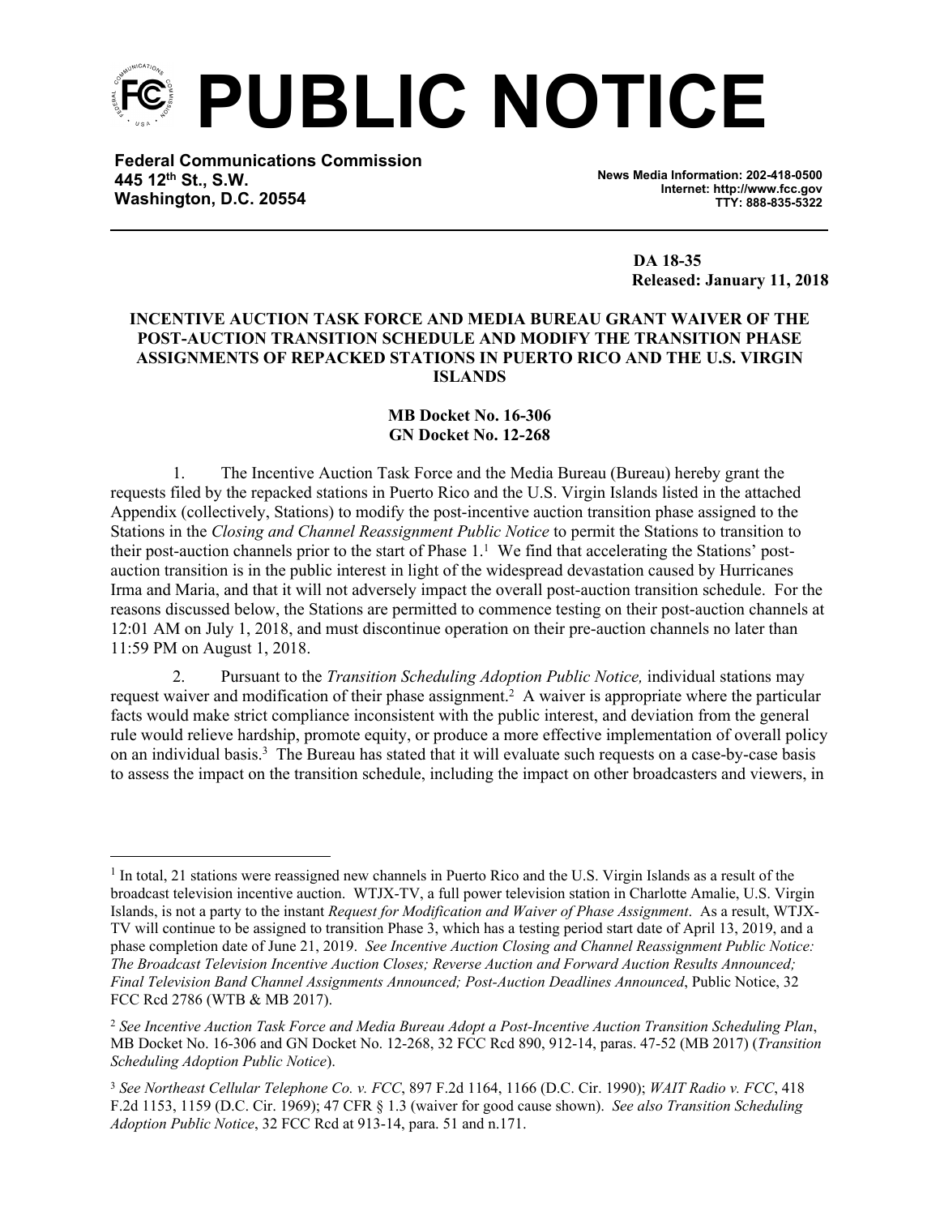# PUBLIC NOTICE

**Federal Communications Commission**
**445 12th St., S.W.**
**Washington, D.C. 20554**

**News Media Information: 202-418-0500**
**Internet: http://www.fcc.gov**
**TTY: 888-835-5322**

**DA 18-35**
**Released: January 11, 2018**

**INCENTIVE AUCTION TASK FORCE AND MEDIA BUREAU GRANT WAIVER OF THE POST-AUCTION TRANSITION SCHEDULE AND MODIFY THE TRANSITION PHASE ASSIGNMENTS OF REPACKED STATIONS IN PUERTO RICO AND THE U.S. VIRGIN ISLANDS**

**MB Docket No. 16-306**
**GN Docket No. 12-268**

1. The Incentive Auction Task Force and the Media Bureau (Bureau) hereby grant the requests filed by the repacked stations in Puerto Rico and the U.S. Virgin Islands listed in the attached Appendix (collectively, Stations) to modify the post-incentive auction transition phase assigned to the Stations in the *Closing and Channel Reassignment Public Notice* to permit the Stations to transition to their post-auction channels prior to the start of Phase 1.[1] We find that accelerating the Stations' post-auction transition is in the public interest in light of the widespread devastation caused by Hurricanes Irma and Maria, and that it will not adversely impact the overall post-auction transition schedule. For the reasons discussed below, the Stations are permitted to commence testing on their post-auction channels at 12:01 AM on July 1, 2018, and must discontinue operation on their pre-auction channels no later than 11:59 PM on August 1, 2018.

2. Pursuant to the *Transition Scheduling Adoption Public Notice,* individual stations may request waiver and modification of their phase assignment.[2] A waiver is appropriate where the particular facts would make strict compliance inconsistent with the public interest, and deviation from the general rule would relieve hardship, promote equity, or produce a more effective implementation of overall policy on an individual basis.[3] The Bureau has stated that it will evaluate such requests on a case-by-case basis to assess the impact on the transition schedule, including the impact on other broadcasters and viewers, in

---

[1] In total, 21 stations were reassigned new channels in Puerto Rico and the U.S. Virgin Islands as a result of the broadcast television incentive auction. WTJX-TV, a full power television station in Charlotte Amalie, U.S. Virgin Islands, is not a party to the instant *Request for Modification and Waiver of Phase Assignment*. As a result, WTJX-TV will continue to be assigned to transition Phase 3, which has a testing period start date of April 13, 2019, and a phase completion date of June 21, 2019. *See Incentive Auction Closing and Channel Reassignment Public Notice: The Broadcast Television Incentive Auction Closes; Reverse Auction and Forward Auction Results Announced; Final Television Band Channel Assignments Announced; Post-Auction Deadlines Announced*, Public Notice, 32 FCC Rcd 2786 (WTB & MB 2017).

[2] *See Incentive Auction Task Force and Media Bureau Adopt a Post-Incentive Auction Transition Scheduling Plan*, MB Docket No. 16-306 and GN Docket No. 12-268, 32 FCC Rcd 890, 912-14, paras. 47-52 (MB 2017) (*Transition Scheduling Adoption Public Notice*).

[3] *See Northeast Cellular Telephone Co. v. FCC*, 897 F.2d 1164, 1166 (D.C. Cir. 1990); *WAIT Radio v. FCC*, 418 F.2d 1153, 1159 (D.C. Cir. 1969); 47 CFR § 1.3 (waiver for good cause shown). *See also Transition Scheduling Adoption Public Notice*, 32 FCC Rcd at 913-14, para. 51 and n.171.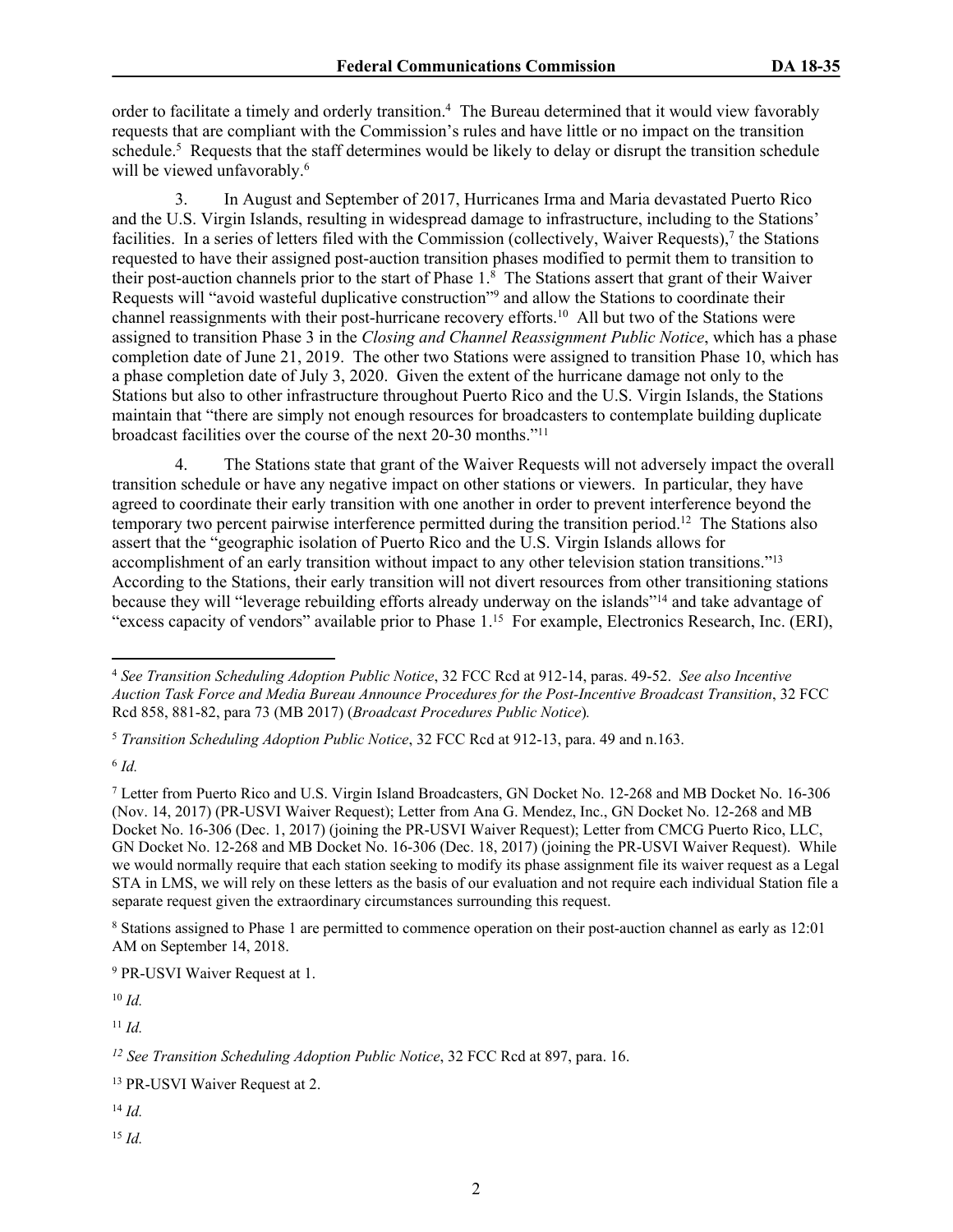order to facilitate a timely and orderly transition.[4] The Bureau determined that it would view favorably requests that are compliant with the Commission's rules and have little or no impact on the transition schedule.[5] Requests that the staff determines would be likely to delay or disrupt the transition schedule will be viewed unfavorably.[6]

3. In August and September of 2017, Hurricanes Irma and Maria devastated Puerto Rico and the U.S. Virgin Islands, resulting in widespread damage to infrastructure, including to the Stations' facilities. In a series of letters filed with the Commission (collectively, Waiver Requests),[7] the Stations requested to have their assigned post-auction transition phases modified to permit them to transition to their post-auction channels prior to the start of Phase 1.[8] The Stations assert that grant of their Waiver Requests will "avoid wasteful duplicative construction"[9] and allow the Stations to coordinate their channel reassignments with their post-hurricane recovery efforts.[10] All but two of the Stations were assigned to transition Phase 3 in the *Closing and Channel Reassignment Public Notice*, which has a phase completion date of June 21, 2019. The other two Stations were assigned to transition Phase 10, which has a phase completion date of July 3, 2020. Given the extent of the hurricane damage not only to the Stations but also to other infrastructure throughout Puerto Rico and the U.S. Virgin Islands, the Stations maintain that "there are simply not enough resources for broadcasters to contemplate building duplicate broadcast facilities over the course of the next 20-30 months."[11]

4. The Stations state that grant of the Waiver Requests will not adversely impact the overall transition schedule or have any negative impact on other stations or viewers. In particular, they have agreed to coordinate their early transition with one another in order to prevent interference beyond the temporary two percent pairwise interference permitted during the transition period.[12] The Stations also assert that the "geographic isolation of Puerto Rico and the U.S. Virgin Islands allows for accomplishment of an early transition without impact to any other television station transitions."[13] According to the Stations, their early transition will not divert resources from other transitioning stations because they will "leverage rebuilding efforts already underway on the islands"[14] and take advantage of "excess capacity of vendors" available prior to Phase 1.[15] For example, Electronics Research, Inc. (ERI),

---

[4] *See Transition Scheduling Adoption Public Notice*, 32 FCC Rcd at 912-14, paras. 49-52. *See also Incentive Auction Task Force and Media Bureau Announce Procedures for the Post-Incentive Broadcast Transition*, 32 FCC Rcd 858, 881-82, para 73 (MB 2017) (*Broadcast Procedures Public Notice*).

[5] *Transition Scheduling Adoption Public Notice*, 32 FCC Rcd at 912-13, para. 49 and n.163.

[6] *Id.*

[7] Letter from Puerto Rico and U.S. Virgin Island Broadcasters, GN Docket No. 12-268 and MB Docket No. 16-306 (Nov. 14, 2017) (PR-USVI Waiver Request); Letter from Ana G. Mendez, Inc., GN Docket No. 12-268 and MB Docket No. 16-306 (Dec. 1, 2017) (joining the PR-USVI Waiver Request); Letter from CMCG Puerto Rico, LLC, GN Docket No. 12-268 and MB Docket No. 16-306 (Dec. 18, 2017) (joining the PR-USVI Waiver Request). While we would normally require that each station seeking to modify its phase assignment file its waiver request as a Legal STA in LMS, we will rely on these letters as the basis of our evaluation and not require each individual Station file a separate request given the extraordinary circumstances surrounding this request.

[8] Stations assigned to Phase 1 are permitted to commence operation on their post-auction channel as early as 12:01 AM on September 14, 2018.

[9] PR-USVI Waiver Request at 1.

[10] *Id.*

[11] *Id.*

[12] *See Transition Scheduling Adoption Public Notice*, 32 FCC Rcd at 897, para. 16.

[13] PR-USVI Waiver Request at 2.

[14] *Id.*

[15] *Id.*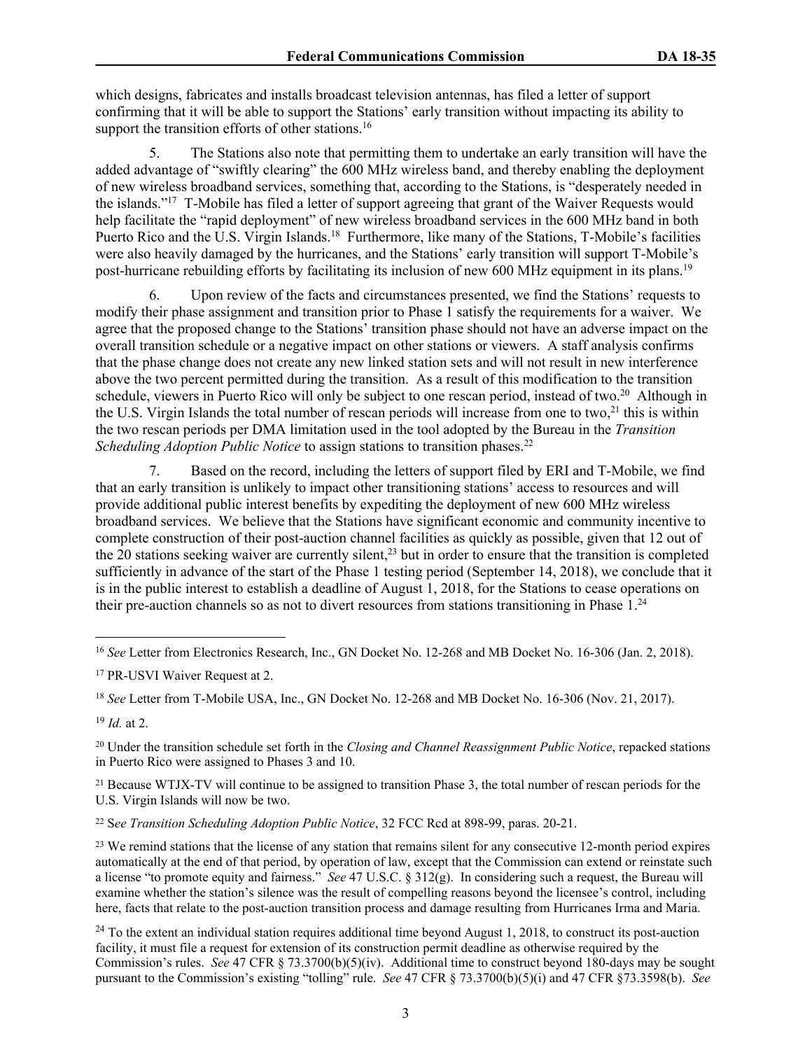which designs, fabricates and installs broadcast television antennas, has filed a letter of support confirming that it will be able to support the Stations' early transition without impacting its ability to support the transition efforts of other stations.[16]

5. The Stations also note that permitting them to undertake an early transition will have the added advantage of "swiftly clearing" the 600 MHz wireless band, and thereby enabling the deployment of new wireless broadband services, something that, according to the Stations, is "desperately needed in the islands."[17] T-Mobile has filed a letter of support agreeing that grant of the Waiver Requests would help facilitate the "rapid deployment" of new wireless broadband services in the 600 MHz band in both Puerto Rico and the U.S. Virgin Islands.[18] Furthermore, like many of the Stations, T-Mobile's facilities were also heavily damaged by the hurricanes, and the Stations' early transition will support T-Mobile's post-hurricane rebuilding efforts by facilitating its inclusion of new 600 MHz equipment in its plans.[19]

6. Upon review of the facts and circumstances presented, we find the Stations' requests to modify their phase assignment and transition prior to Phase 1 satisfy the requirements for a waiver. We agree that the proposed change to the Stations' transition phase should not have an adverse impact on the overall transition schedule or a negative impact on other stations or viewers. A staff analysis confirms that the phase change does not create any new linked station sets and will not result in new interference above the two percent permitted during the transition. As a result of this modification to the transition schedule, viewers in Puerto Rico will only be subject to one rescan period, instead of two.[20] Although in the U.S. Virgin Islands the total number of rescan periods will increase from one to two,[21] this is within the two rescan periods per DMA limitation used in the tool adopted by the Bureau in the *Transition Scheduling Adoption Public Notice* to assign stations to transition phases.[22]

7. Based on the record, including the letters of support filed by ERI and T-Mobile, we find that an early transition is unlikely to impact other transitioning stations' access to resources and will provide additional public interest benefits by expediting the deployment of new 600 MHz wireless broadband services. We believe that the Stations have significant economic and community incentive to complete construction of their post-auction channel facilities as quickly as possible, given that 12 out of the 20 stations seeking waiver are currently silent,[23] but in order to ensure that the transition is completed sufficiently in advance of the start of the Phase 1 testing period (September 14, 2018), we conclude that it is in the public interest to establish a deadline of August 1, 2018, for the Stations to cease operations on their pre-auction channels so as not to divert resources from stations transitioning in Phase 1.[24]

---

[16] *See* Letter from Electronics Research, Inc., GN Docket No. 12-268 and MB Docket No. 16-306 (Jan. 2, 2018).

[17] PR-USVI Waiver Request at 2.

[18] *See* Letter from T-Mobile USA, Inc., GN Docket No. 12-268 and MB Docket No. 16-306 (Nov. 21, 2017).

[19] *Id.* at 2.

[20] Under the transition schedule set forth in the *Closing and Channel Reassignment Public Notice*, repacked stations in Puerto Rico were assigned to Phases 3 and 10.

[21] Because WTJX-TV will continue to be assigned to transition Phase 3, the total number of rescan periods for the U.S. Virgin Islands will now be two.

[22] S*ee Transition Scheduling Adoption Public Notice*, 32 FCC Rcd at 898-99, paras. 20-21.

[23] We remind stations that the license of any station that remains silent for any consecutive 12-month period expires automatically at the end of that period, by operation of law, except that the Commission can extend or reinstate such a license "to promote equity and fairness." *See* 47 U.S.C. § 312(g). In considering such a request, the Bureau will examine whether the station's silence was the result of compelling reasons beyond the licensee's control, including here, facts that relate to the post-auction transition process and damage resulting from Hurricanes Irma and Maria.

[24] To the extent an individual station requires additional time beyond August 1, 2018, to construct its post-auction facility, it must file a request for extension of its construction permit deadline as otherwise required by the Commission's rules. *See* 47 CFR § 73.3700(b)(5)(iv). Additional time to construct beyond 180-days may be sought pursuant to the Commission's existing "tolling" rule. *See* 47 CFR § 73.3700(b)(5)(i) and 47 CFR §73.3598(b). *See*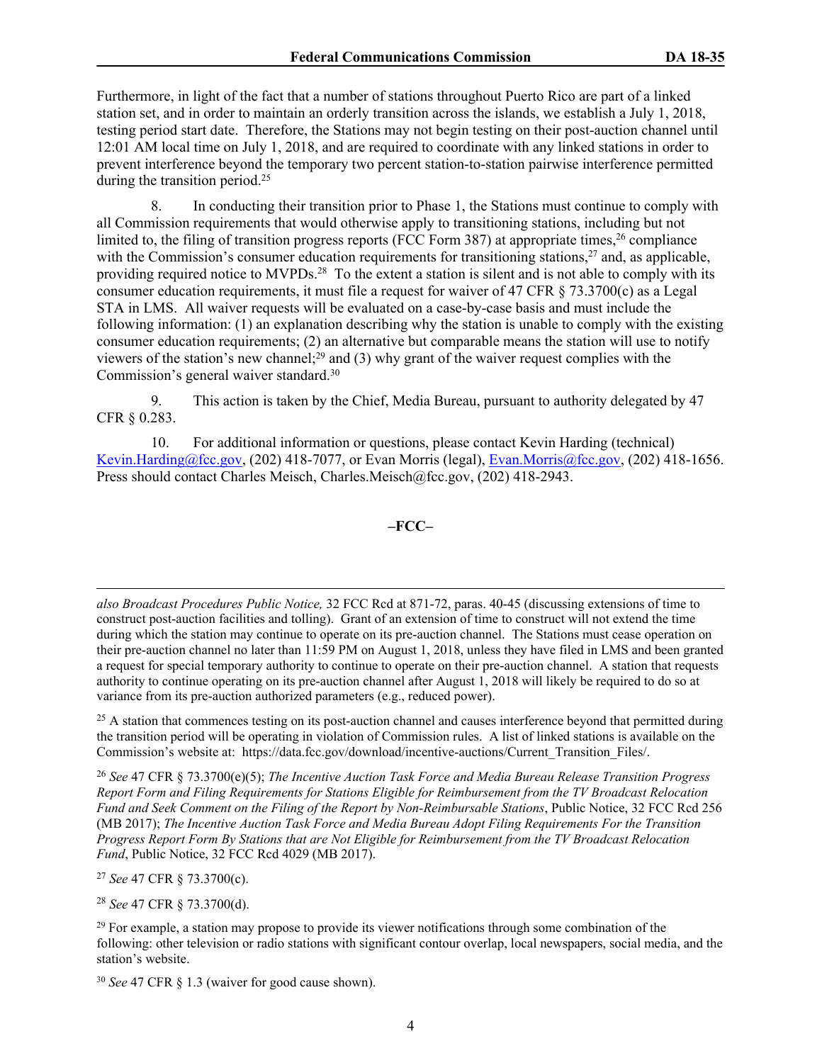Furthermore, in light of the fact that a number of stations throughout Puerto Rico are part of a linked station set, and in order to maintain an orderly transition across the islands, we establish a July 1, 2018, testing period start date. Therefore, the Stations may not begin testing on their post-auction channel until 12:01 AM local time on July 1, 2018, and are required to coordinate with any linked stations in order to prevent interference beyond the temporary two percent station-to-station pairwise interference permitted during the transition period.[25]

8. In conducting their transition prior to Phase 1, the Stations must continue to comply with all Commission requirements that would otherwise apply to transitioning stations, including but not limited to, the filing of transition progress reports (FCC Form 387) at appropriate times,[26] compliance with the Commission's consumer education requirements for transitioning stations,[27] and, as applicable, providing required notice to MVPDs.[28] To the extent a station is silent and is not able to comply with its consumer education requirements, it must file a request for waiver of 47 CFR § 73.3700(c) as a Legal STA in LMS. All waiver requests will be evaluated on a case-by-case basis and must include the following information: (1) an explanation describing why the station is unable to comply with the existing consumer education requirements; (2) an alternative but comparable means the station will use to notify viewers of the station's new channel;[29] and (3) why grant of the waiver request complies with the Commission's general waiver standard.[30]

9. This action is taken by the Chief, Media Bureau, pursuant to authority delegated by 47 CFR § 0.283.

10. For additional information or questions, please contact Kevin Harding (technical) Kevin.Harding@fcc.gov, (202) 418-7077, or Evan Morris (legal), Evan.Morris@fcc.gov, (202) 418-1656. Press should contact Charles Meisch, Charles.Meisch@fcc.gov, (202) 418-2943.

**–FCC–**

---

*also Broadcast Procedures Public Notice,* 32 FCC Rcd at 871-72, paras. 40-45 (discussing extensions of time to construct post-auction facilities and tolling). Grant of an extension of time to construct will not extend the time during which the station may continue to operate on its pre-auction channel. The Stations must cease operation on their pre-auction channel no later than 11:59 PM on August 1, 2018, unless they have filed in LMS and been granted a request for special temporary authority to continue to operate on their pre-auction channel. A station that requests authority to continue operating on its pre-auction channel after August 1, 2018 will likely be required to do so at variance from its pre-auction authorized parameters (e.g., reduced power).

[25] A station that commences testing on its post-auction channel and causes interference beyond that permitted during the transition period will be operating in violation of Commission rules. A list of linked stations is available on the Commission's website at: https://data.fcc.gov/download/incentive-auctions/Current_Transition_Files/.

[26] *See* 47 CFR § 73.3700(e)(5); *The Incentive Auction Task Force and Media Bureau Release Transition Progress Report Form and Filing Requirements for Stations Eligible for Reimbursement from the TV Broadcast Relocation Fund and Seek Comment on the Filing of the Report by Non-Reimbursable Stations*, Public Notice, 32 FCC Rcd 256 (MB 2017); *The Incentive Auction Task Force and Media Bureau Adopt Filing Requirements For the Transition Progress Report Form By Stations that are Not Eligible for Reimbursement from the TV Broadcast Relocation Fund*, Public Notice, 32 FCC Rcd 4029 (MB 2017).

[27] *See* 47 CFR § 73.3700(c).

[28] *See* 47 CFR § 73.3700(d).

[29] For example, a station may propose to provide its viewer notifications through some combination of the following: other television or radio stations with significant contour overlap, local newspapers, social media, and the station's website.

[30] *See* 47 CFR § 1.3 (waiver for good cause shown).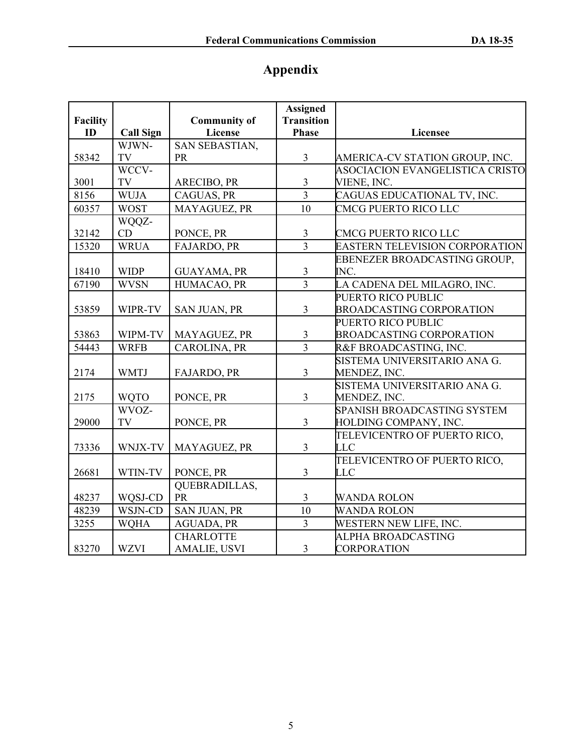# Appendix

| Facility ID | Call Sign | Community of License | Assigned Transition Phase | Licensee |
|---|---|---|---|---|
| 58342 | WJWN-TV | SAN SEBASTIAN, PR | 3 | AMERICA-CV STATION GROUP, INC. |
| 3001 | WCCV-TV | ARECIBO, PR | 3 | ASOCIACION EVANGELISTICA CRISTO VIENE, INC. |
| 8156 | WUJA | CAGUAS, PR | 3 | CAGUAS EDUCATIONAL TV, INC. |
| 60357 | WOST | MAYAGUEZ, PR | 10 | CMCG PUERTO RICO LLC |
| 32142 | WQQZ-CD | PONCE, PR | 3 | CMCG PUERTO RICO LLC |
| 15320 | WRUA | FAJARDO, PR | 3 | EASTERN TELEVISION CORPORATION |
| 18410 | WIDP | GUAYAMA, PR | 3 | EBENEZER BROADCASTING GROUP, INC. |
| 67190 | WVSN | HUMACAO, PR | 3 | LA CADENA DEL MILAGRO, INC. |
| 53859 | WIPR-TV | SAN JUAN, PR | 3 | PUERTO RICO PUBLIC BROADCASTING CORPORATION |
| 53863 | WIPM-TV | MAYAGUEZ, PR | 3 | PUERTO RICO PUBLIC BROADCASTING CORPORATION |
| 54443 | WRFB | CAROLINA, PR | 3 | R&F BROADCASTING, INC. |
| 2174 | WMTJ | FAJARDO, PR | 3 | SISTEMA UNIVERSITARIO ANA G. MENDEZ, INC. |
| 2175 | WQTO | PONCE, PR | 3 | SISTEMA UNIVERSITARIO ANA G. MENDEZ, INC. |
| 29000 | WVOZ-TV | PONCE, PR | 3 | SPANISH BROADCASTING SYSTEM HOLDING COMPANY, INC. |
| 73336 | WNJX-TV | MAYAGUEZ, PR | 3 | TELEVICENTRO OF PUERTO RICO, LLC |
| 26681 | WTIN-TV | PONCE, PR | 3 | TELEVICENTRO OF PUERTO RICO, LLC |
| 48237 | WQSJ-CD | QUEBRADILLAS, PR | 3 | WANDA ROLON |
| 48239 | WSJN-CD | SAN JUAN, PR | 10 | WANDA ROLON |
| 3255 | WQHA | AGUADA, PR | 3 | WESTERN NEW LIFE, INC. |
| 83270 | WZVI | CHARLOTTE AMALIE, USVI | 3 | ALPHA BROADCASTING CORPORATION |